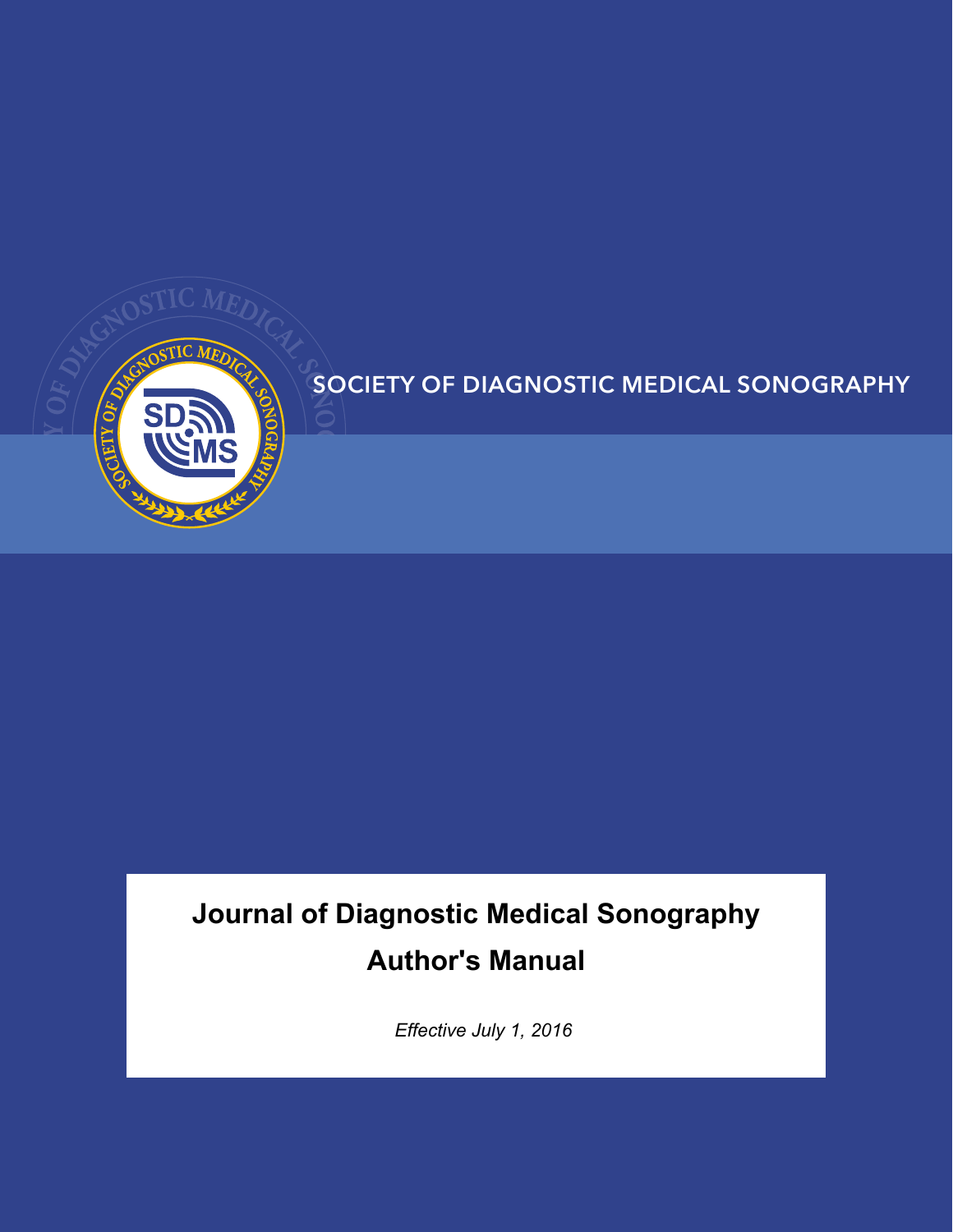SOCIETY OF DIAGNOSTIC MEDICAL SONOGRAPHY

# Journal of Diagnostic Medical Sonography

# Author's Manual

*Effective July 1, 2016*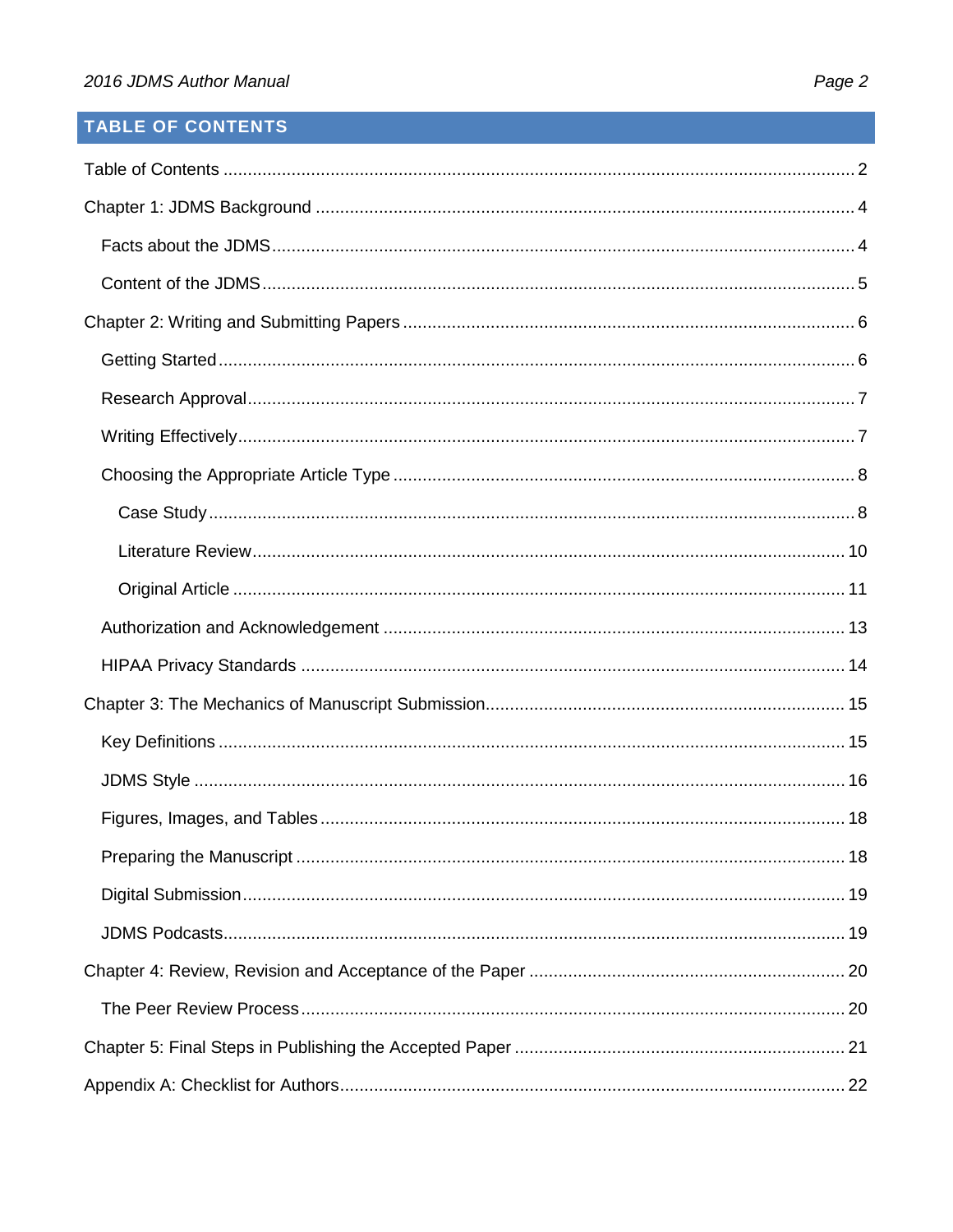## TABLE OF CONTENTS

Table of Contents ... 2

Chapter 1: JDMS Background ... 4

- Facts about the JDMS ... 4
- Content of the JDMS ... 5

Chapter 2: Writing and Submitting Papers ... 6

- Getting Started ... 6
- Research Approval ... 7
- Writing Effectively ... 7
- Choosing the Appropriate Article Type ... 8
  - Case Study ... 8
  - Literature Review ... 10
  - Original Article ... 11
- Authorization and Acknowledgement ... 13
- HIPAA Privacy Standards ... 14

Chapter 3: The Mechanics of Manuscript Submission ... 15

- Key Definitions ... 15
- JDMS Style ... 16
- Figures, Images, and Tables ... 18
- Preparing the Manuscript ... 18
- Digital Submission ... 19
- JDMS Podcasts ... 19

Chapter 4: Review, Revision and Acceptance of the Paper ... 20

- The Peer Review Process ... 20

Chapter 5: Final Steps in Publishing the Accepted Paper ... 21

Appendix A: Checklist for Authors ... 22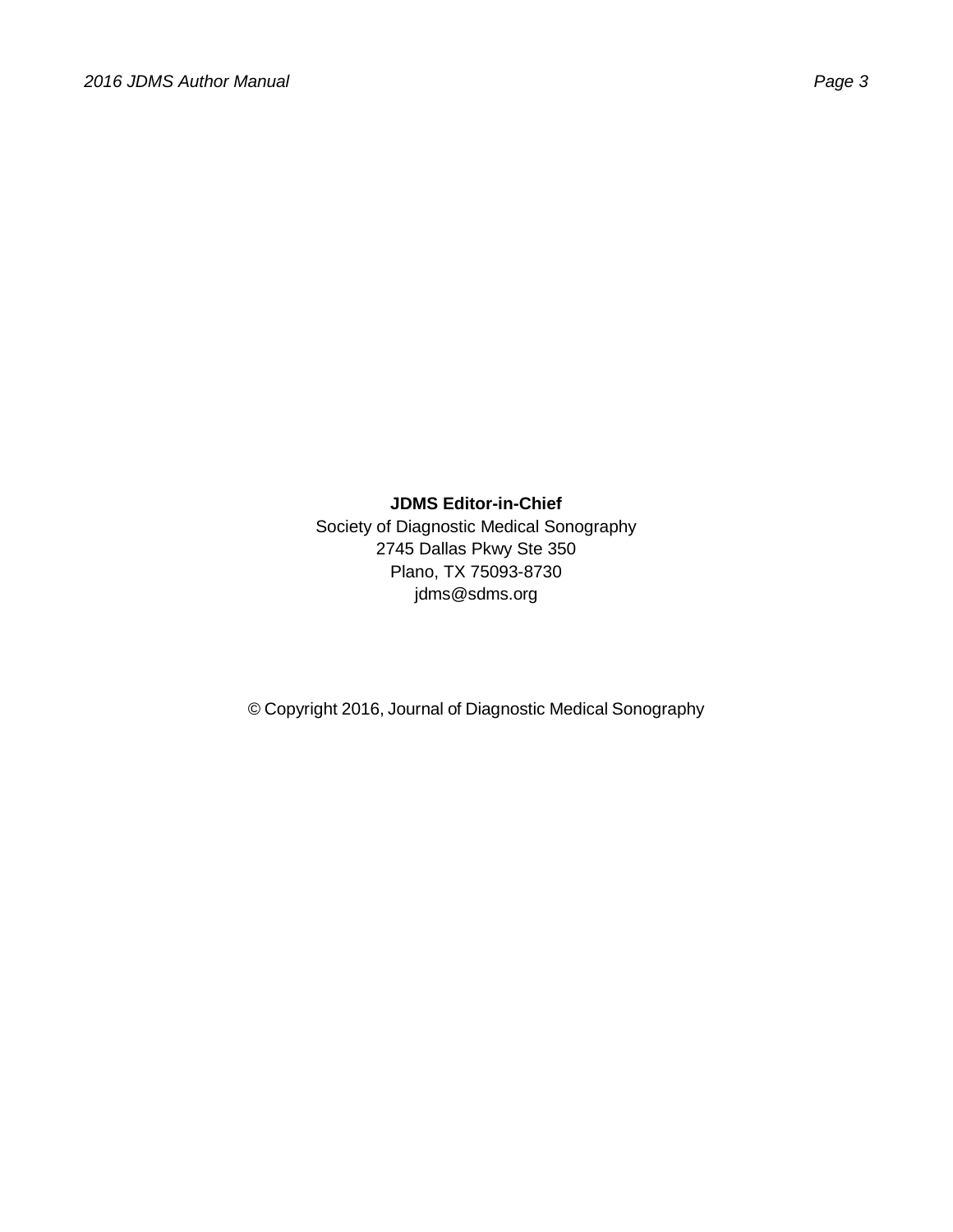**JDMS Editor-in-Chief**
Society of Diagnostic Medical Sonography
2745 Dallas Pkwy Ste 350
Plano, TX 75093-8730
jdms@sdms.org

© Copyright 2016, Journal of Diagnostic Medical Sonography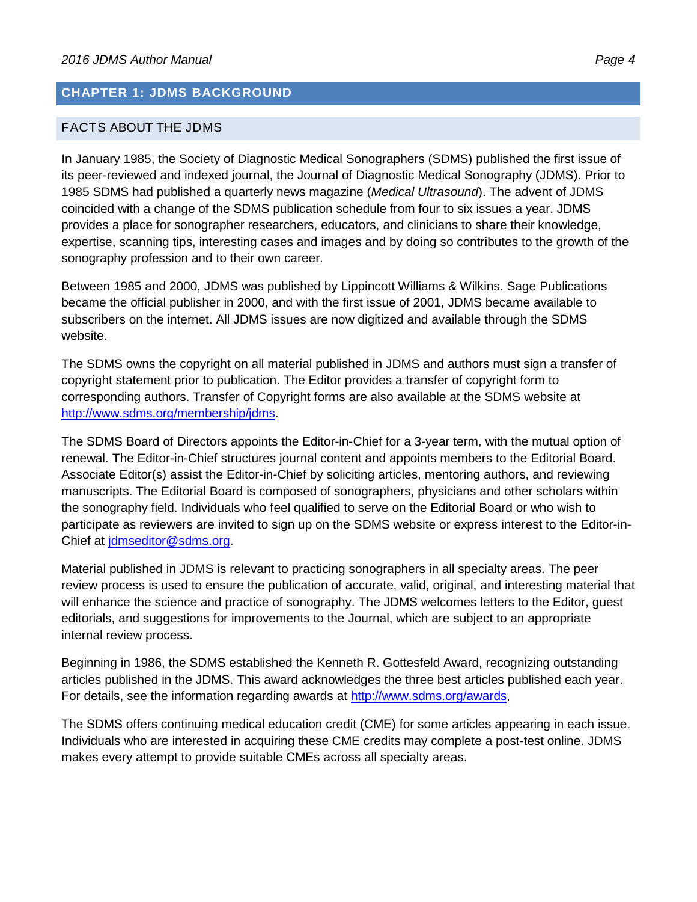# CHAPTER 1: JDMS BACKGROUND

## FACTS ABOUT THE JDMS

In January 1985, the Society of Diagnostic Medical Sonographers (SDMS) published the first issue of its peer-reviewed and indexed journal, the Journal of Diagnostic Medical Sonography (JDMS). Prior to 1985 SDMS had published a quarterly news magazine (*Medical Ultrasound*). The advent of JDMS coincided with a change of the SDMS publication schedule from four to six issues a year. JDMS provides a place for sonographer researchers, educators, and clinicians to share their knowledge, expertise, scanning tips, interesting cases and images and by doing so contributes to the growth of the sonography profession and to their own career.

Between 1985 and 2000, JDMS was published by Lippincott Williams & Wilkins. Sage Publications became the official publisher in 2000, and with the first issue of 2001, JDMS became available to subscribers on the internet. All JDMS issues are now digitized and available through the SDMS website.

The SDMS owns the copyright on all material published in JDMS and authors must sign a transfer of copyright statement prior to publication. The Editor provides a transfer of copyright form to corresponding authors. Transfer of Copyright forms are also available at the SDMS website at [http://www.sdms.org/membership/jdms](http://www.sdms.org/membership/jdms).

The SDMS Board of Directors appoints the Editor-in-Chief for a 3-year term, with the mutual option of renewal. The Editor-in-Chief structures journal content and appoints members to the Editorial Board. Associate Editor(s) assist the Editor-in-Chief by soliciting articles, mentoring authors, and reviewing manuscripts. The Editorial Board is composed of sonographers, physicians and other scholars within the sonography field. Individuals who feel qualified to serve on the Editorial Board or who wish to participate as reviewers are invited to sign up on the SDMS website or express interest to the Editor-in-Chief at [jdmseditor@sdms.org](mailto:jdmseditor@sdms.org).

Material published in JDMS is relevant to practicing sonographers in all specialty areas. The peer review process is used to ensure the publication of accurate, valid, original, and interesting material that will enhance the science and practice of sonography. The JDMS welcomes letters to the Editor, guest editorials, and suggestions for improvements to the Journal, which are subject to an appropriate internal review process.

Beginning in 1986, the SDMS established the Kenneth R. Gottesfeld Award, recognizing outstanding articles published in the JDMS. This award acknowledges the three best articles published each year. For details, see the information regarding awards at [http://www.sdms.org/awards](http://www.sdms.org/awards).

The SDMS offers continuing medical education credit (CME) for some articles appearing in each issue. Individuals who are interested in acquiring these CME credits may complete a post-test online. JDMS makes every attempt to provide suitable CMEs across all specialty areas.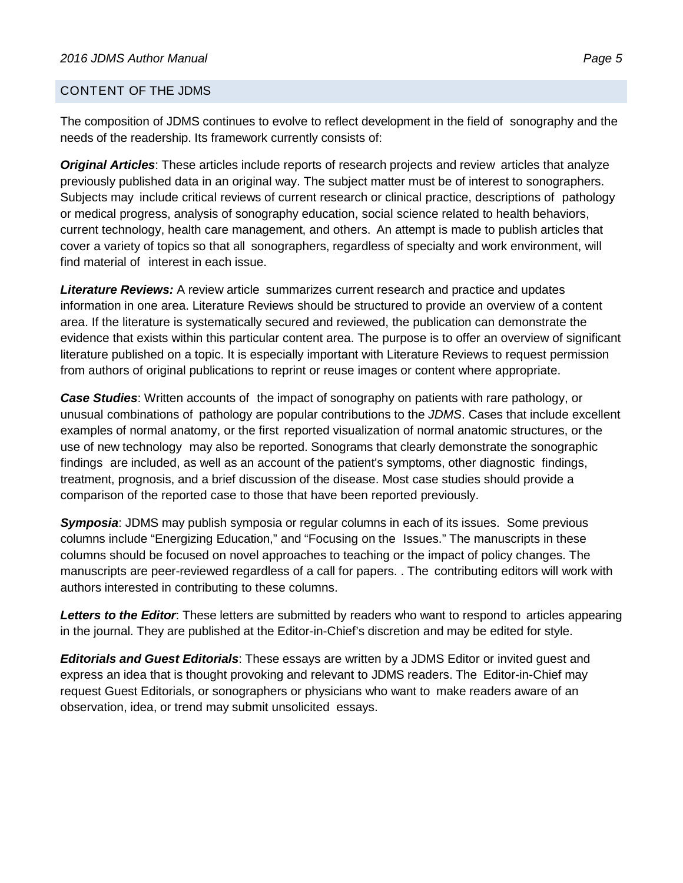## CONTENT OF THE JDMS

The composition of JDMS continues to evolve to reflect development in the field of sonography and the needs of the readership. Its framework currently consists of:

***Original Articles***: These articles include reports of research projects and review articles that analyze previously published data in an original way. The subject matter must be of interest to sonographers. Subjects may include critical reviews of current research or clinical practice, descriptions of pathology or medical progress, analysis of sonography education, social science related to health behaviors, current technology, health care management, and others. An attempt is made to publish articles that cover a variety of topics so that all sonographers, regardless of specialty and work environment, will find material of interest in each issue.

***Literature Reviews:*** A review article summarizes current research and practice and updates information in one area. Literature Reviews should be structured to provide an overview of a content area. If the literature is systematically secured and reviewed, the publication can demonstrate the evidence that exists within this particular content area. The purpose is to offer an overview of significant literature published on a topic. It is especially important with Literature Reviews to request permission from authors of original publications to reprint or reuse images or content where appropriate.

***Case Studies***: Written accounts of the impact of sonography on patients with rare pathology, or unusual combinations of pathology are popular contributions to the *JDMS*. Cases that include excellent examples of normal anatomy, or the first reported visualization of normal anatomic structures, or the use of new technology may also be reported. Sonograms that clearly demonstrate the sonographic findings are included, as well as an account of the patient's symptoms, other diagnostic findings, treatment, prognosis, and a brief discussion of the disease. Most case studies should provide a comparison of the reported case to those that have been reported previously.

***Symposia***: JDMS may publish symposia or regular columns in each of its issues. Some previous columns include "Energizing Education," and "Focusing on the Issues." The manuscripts in these columns should be focused on novel approaches to teaching or the impact of policy changes. The manuscripts are peer-reviewed regardless of a call for papers. . The contributing editors will work with authors interested in contributing to these columns.

***Letters to the Editor***: These letters are submitted by readers who want to respond to articles appearing in the journal. They are published at the Editor-in-Chief's discretion and may be edited for style.

***Editorials and Guest Editorials***: These essays are written by a JDMS Editor or invited guest and express an idea that is thought provoking and relevant to JDMS readers. The Editor-in-Chief may request Guest Editorials, or sonographers or physicians who want to make readers aware of an observation, idea, or trend may submit unsolicited essays.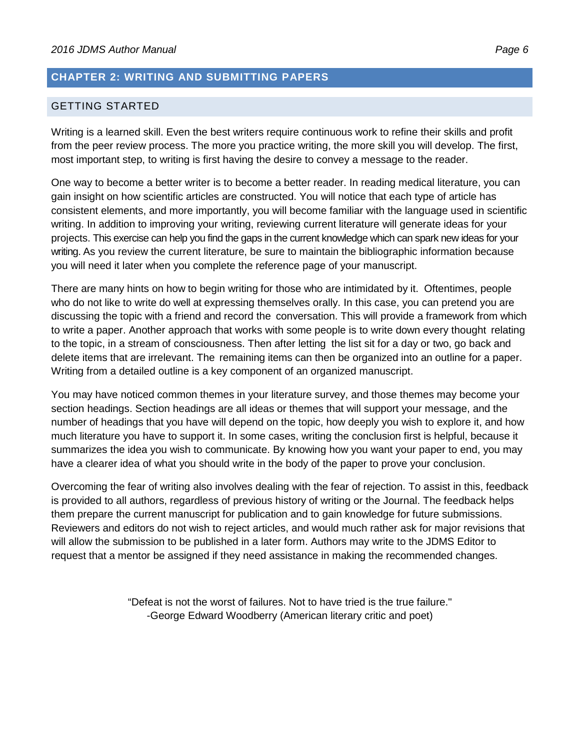# CHAPTER 2: WRITING AND SUBMITTING PAPERS

## GETTING STARTED

Writing is a learned skill. Even the best writers require continuous work to refine their skills and profit from the peer review process. The more you practice writing, the more skill you will develop. The first, most important step, to writing is first having the desire to convey a message to the reader.

One way to become a better writer is to become a better reader. In reading medical literature, you can gain insight on how scientific articles are constructed. You will notice that each type of article has consistent elements, and more importantly, you will become familiar with the language used in scientific writing. In addition to improving your writing, reviewing current literature will generate ideas for your projects. This exercise can help you find the gaps in the current knowledge which can spark new ideas for your writing. As you review the current literature, be sure to maintain the bibliographic information because you will need it later when you complete the reference page of your manuscript.

There are many hints on how to begin writing for those who are intimidated by it. Oftentimes, people who do not like to write do well at expressing themselves orally. In this case, you can pretend you are discussing the topic with a friend and record the conversation. This will provide a framework from which to write a paper. Another approach that works with some people is to write down every thought relating to the topic, in a stream of consciousness. Then after letting the list sit for a day or two, go back and delete items that are irrelevant. The remaining items can then be organized into an outline for a paper. Writing from a detailed outline is a key component of an organized manuscript.

You may have noticed common themes in your literature survey, and those themes may become your section headings. Section headings are all ideas or themes that will support your message, and the number of headings that you have will depend on the topic, how deeply you wish to explore it, and how much literature you have to support it. In some cases, writing the conclusion first is helpful, because it summarizes the idea you wish to communicate. By knowing how you want your paper to end, you may have a clearer idea of what you should write in the body of the paper to prove your conclusion.

Overcoming the fear of writing also involves dealing with the fear of rejection. To assist in this, feedback is provided to all authors, regardless of previous history of writing or the Journal. The feedback helps them prepare the current manuscript for publication and to gain knowledge for future submissions. Reviewers and editors do not wish to reject articles, and would much rather ask for major revisions that will allow the submission to be published in a later form. Authors may write to the JDMS Editor to request that a mentor be assigned if they need assistance in making the recommended changes.

"Defeat is not the worst of failures. Not to have tried is the true failure."
-George Edward Woodberry (American literary critic and poet)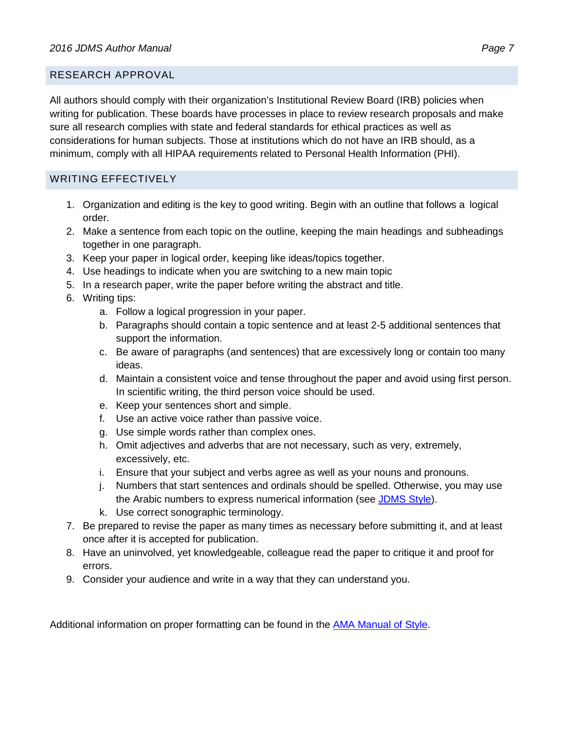## RESEARCH APPROVAL

All authors should comply with their organization's Institutional Review Board (IRB) policies when writing for publication. These boards have processes in place to review research proposals and make sure all research complies with state and federal standards for ethical practices as well as considerations for human subjects. Those at institutions which do not have an IRB should, as a minimum, comply with all HIPAA requirements related to Personal Health Information (PHI).

## WRITING EFFECTIVELY

1. Organization and editing is the key to good writing. Begin with an outline that follows a logical order.
2. Make a sentence from each topic on the outline, keeping the main headings and subheadings together in one paragraph.
3. Keep your paper in logical order, keeping like ideas/topics together.
4. Use headings to indicate when you are switching to a new main topic
5. In a research paper, write the paper before writing the abstract and title.
6. Writing tips:
   a. Follow a logical progression in your paper.
   b. Paragraphs should contain a topic sentence and at least 2-5 additional sentences that support the information.
   c. Be aware of paragraphs (and sentences) that are excessively long or contain too many ideas.
   d. Maintain a consistent voice and tense throughout the paper and avoid using first person. In scientific writing, the third person voice should be used.
   e. Keep your sentences short and simple.
   f. Use an active voice rather than passive voice.
   g. Use simple words rather than complex ones.
   h. Omit adjectives and adverbs that are not necessary, such as very, extremely, excessively, etc.
   i. Ensure that your subject and verbs agree as well as your nouns and pronouns.
   j. Numbers that start sentences and ordinals should be spelled. Otherwise, you may use the Arabic numbers to express numerical information (see JDMS Style).
   k. Use correct sonographic terminology.
7. Be prepared to revise the paper as many times as necessary before submitting it, and at least once after it is accepted for publication.
8. Have an uninvolved, yet knowledgeable, colleague read the paper to critique it and proof for errors.
9. Consider your audience and write in a way that they can understand you.

Additional information on proper formatting can be found in the AMA Manual of Style.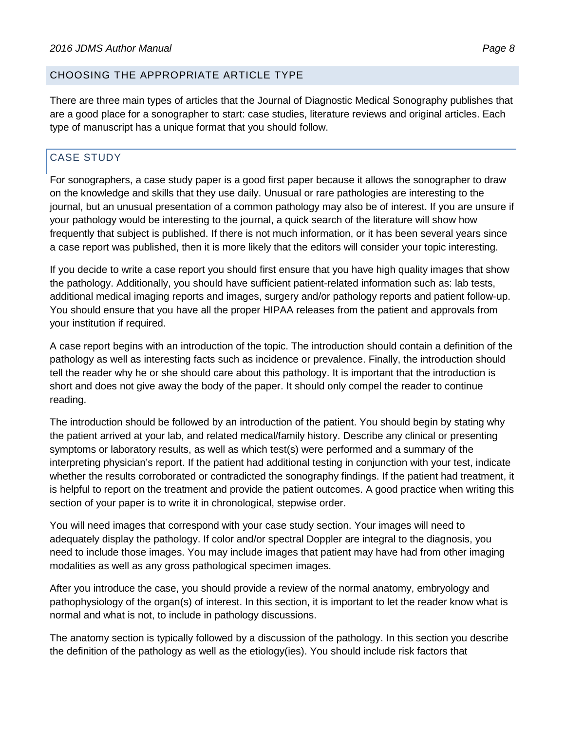## CHOOSING THE APPROPRIATE ARTICLE TYPE

There are three main types of articles that the Journal of Diagnostic Medical Sonography publishes that are a good place for a sonographer to start: case studies, literature reviews and original articles. Each type of manuscript has a unique format that you should follow.

### CASE STUDY

For sonographers, a case study paper is a good first paper because it allows the sonographer to draw on the knowledge and skills that they use daily. Unusual or rare pathologies are interesting to the journal, but an unusual presentation of a common pathology may also be of interest. If you are unsure if your pathology would be interesting to the journal, a quick search of the literature will show how frequently that subject is published. If there is not much information, or it has been several years since a case report was published, then it is more likely that the editors will consider your topic interesting.

If you decide to write a case report you should first ensure that you have high quality images that show the pathology. Additionally, you should have sufficient patient-related information such as: lab tests, additional medical imaging reports and images, surgery and/or pathology reports and patient follow-up. You should ensure that you have all the proper HIPAA releases from the patient and approvals from your institution if required.

A case report begins with an introduction of the topic. The introduction should contain a definition of the pathology as well as interesting facts such as incidence or prevalence. Finally, the introduction should tell the reader why he or she should care about this pathology. It is important that the introduction is short and does not give away the body of the paper. It should only compel the reader to continue reading.

The introduction should be followed by an introduction of the patient. You should begin by stating why the patient arrived at your lab, and related medical/family history. Describe any clinical or presenting symptoms or laboratory results, as well as which test(s) were performed and a summary of the interpreting physician's report. If the patient had additional testing in conjunction with your test, indicate whether the results corroborated or contradicted the sonography findings. If the patient had treatment, it is helpful to report on the treatment and provide the patient outcomes. A good practice when writing this section of your paper is to write it in chronological, stepwise order.

You will need images that correspond with your case study section. Your images will need to adequately display the pathology. If color and/or spectral Doppler are integral to the diagnosis, you need to include those images. You may include images that patient may have had from other imaging modalities as well as any gross pathological specimen images.

After you introduce the case, you should provide a review of the normal anatomy, embryology and pathophysiology of the organ(s) of interest. In this section, it is important to let the reader know what is normal and what is not, to include in pathology discussions.

The anatomy section is typically followed by a discussion of the pathology. In this section you describe the definition of the pathology as well as the etiology(ies). You should include risk factors that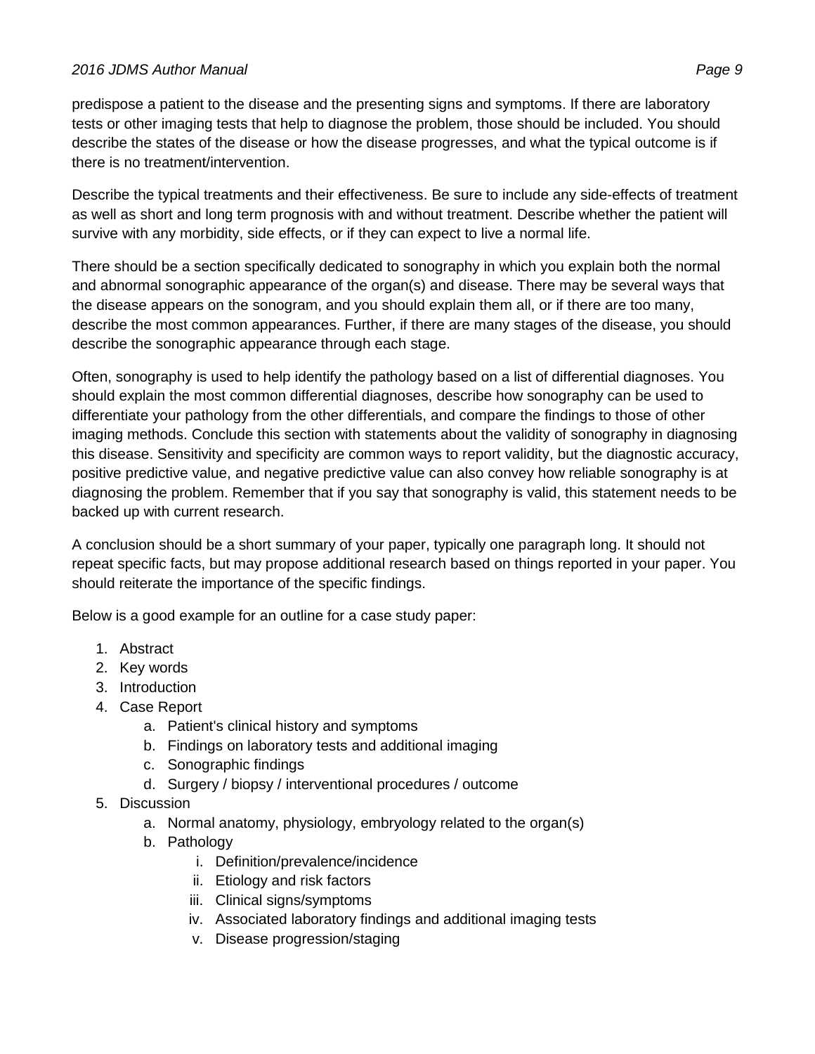predispose a patient to the disease and the presenting signs and symptoms. If there are laboratory tests or other imaging tests that help to diagnose the problem, those should be included. You should describe the states of the disease or how the disease progresses, and what the typical outcome is if there is no treatment/intervention.

Describe the typical treatments and their effectiveness. Be sure to include any side-effects of treatment as well as short and long term prognosis with and without treatment. Describe whether the patient will survive with any morbidity, side effects, or if they can expect to live a normal life.

There should be a section specifically dedicated to sonography in which you explain both the normal and abnormal sonographic appearance of the organ(s) and disease. There may be several ways that the disease appears on the sonogram, and you should explain them all, or if there are too many, describe the most common appearances. Further, if there are many stages of the disease, you should describe the sonographic appearance through each stage.

Often, sonography is used to help identify the pathology based on a list of differential diagnoses. You should explain the most common differential diagnoses, describe how sonography can be used to differentiate your pathology from the other differentials, and compare the findings to those of other imaging methods. Conclude this section with statements about the validity of sonography in diagnosing this disease. Sensitivity and specificity are common ways to report validity, but the diagnostic accuracy, positive predictive value, and negative predictive value can also convey how reliable sonography is at diagnosing the problem. Remember that if you say that sonography is valid, this statement needs to be backed up with current research.

A conclusion should be a short summary of your paper, typically one paragraph long. It should not repeat specific facts, but may propose additional research based on things reported in your paper. You should reiterate the importance of the specific findings.

Below is a good example for an outline for a case study paper:

1. Abstract
2. Key words
3. Introduction
4. Case Report
    a. Patient's clinical history and symptoms
    b. Findings on laboratory tests and additional imaging
    c. Sonographic findings
    d. Surgery / biopsy / interventional procedures / outcome
5. Discussion
    a. Normal anatomy, physiology, embryology related to the organ(s)
    b. Pathology
        i. Definition/prevalence/incidence
        ii. Etiology and risk factors
        iii. Clinical signs/symptoms
        iv. Associated laboratory findings and additional imaging tests
        v. Disease progression/staging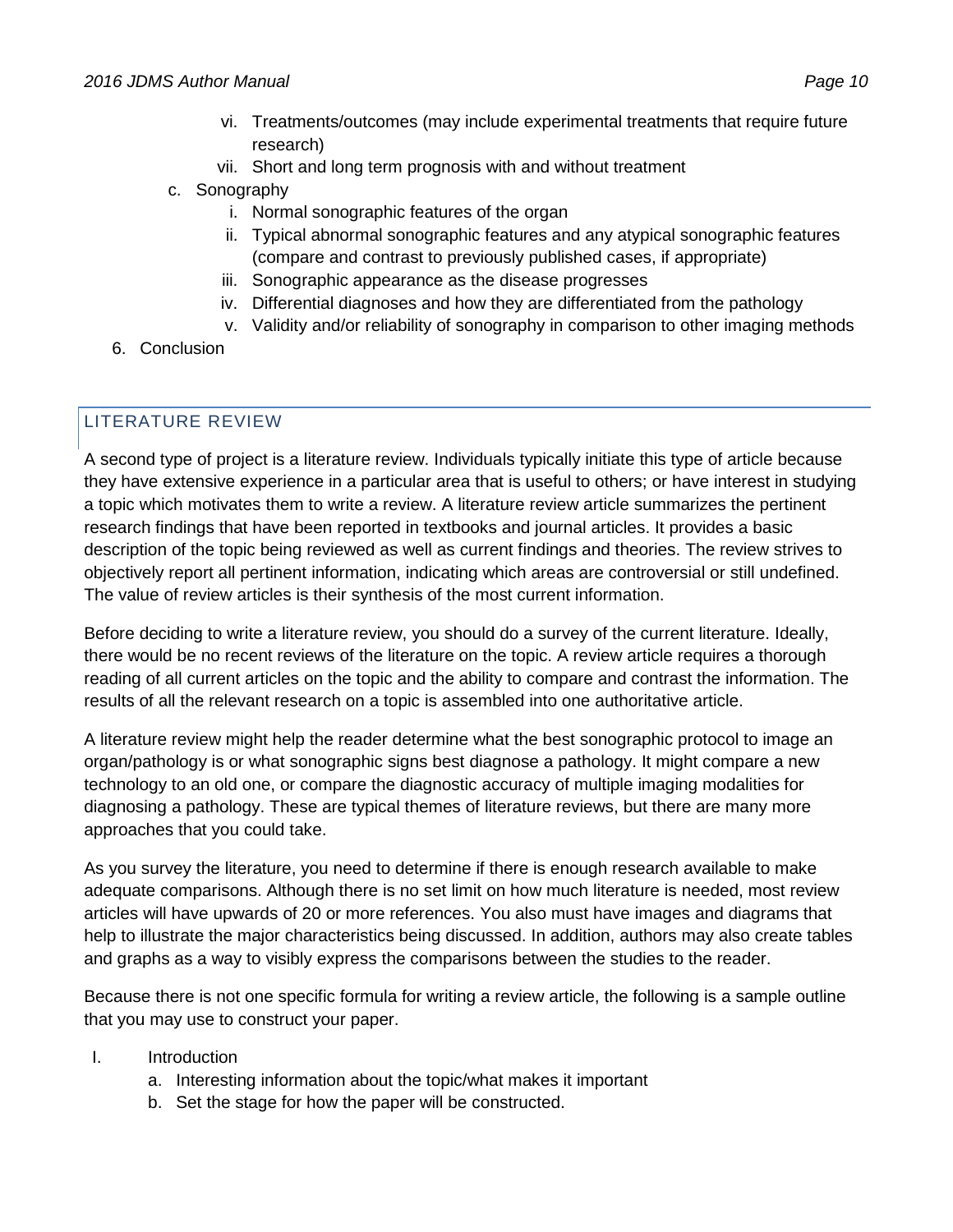vi. Treatments/outcomes (may include experimental treatments that require future research)
   vii. Short and long term prognosis with and without treatment

c. Sonography
   i. Normal sonographic features of the organ
   ii. Typical abnormal sonographic features and any atypical sonographic features (compare and contrast to previously published cases, if appropriate)
   iii. Sonographic appearance as the disease progresses
   iv. Differential diagnoses and how they are differentiated from the pathology
   v. Validity and/or reliability of sonography in comparison to other imaging methods

6. Conclusion

## LITERATURE REVIEW

A second type of project is a literature review. Individuals typically initiate this type of article because they have extensive experience in a particular area that is useful to others; or have interest in studying a topic which motivates them to write a review. A literature review article summarizes the pertinent research findings that have been reported in textbooks and journal articles. It provides a basic description of the topic being reviewed as well as current findings and theories. The review strives to objectively report all pertinent information, indicating which areas are controversial or still undefined. The value of review articles is their synthesis of the most current information.

Before deciding to write a literature review, you should do a survey of the current literature. Ideally, there would be no recent reviews of the literature on the topic. A review article requires a thorough reading of all current articles on the topic and the ability to compare and contrast the information. The results of all the relevant research on a topic is assembled into one authoritative article.

A literature review might help the reader determine what the best sonographic protocol to image an organ/pathology is or what sonographic signs best diagnose a pathology. It might compare a new technology to an old one, or compare the diagnostic accuracy of multiple imaging modalities for diagnosing a pathology. These are typical themes of literature reviews, but there are many more approaches that you could take.

As you survey the literature, you need to determine if there is enough research available to make adequate comparisons. Although there is no set limit on how much literature is needed, most review articles will have upwards of 20 or more references. You also must have images and diagrams that help to illustrate the major characteristics being discussed. In addition, authors may also create tables and graphs as a way to visibly express the comparisons between the studies to the reader.

Because there is not one specific formula for writing a review article, the following is a sample outline that you may use to construct your paper.

I. Introduction
   a. Interesting information about the topic/what makes it important
   b. Set the stage for how the paper will be constructed.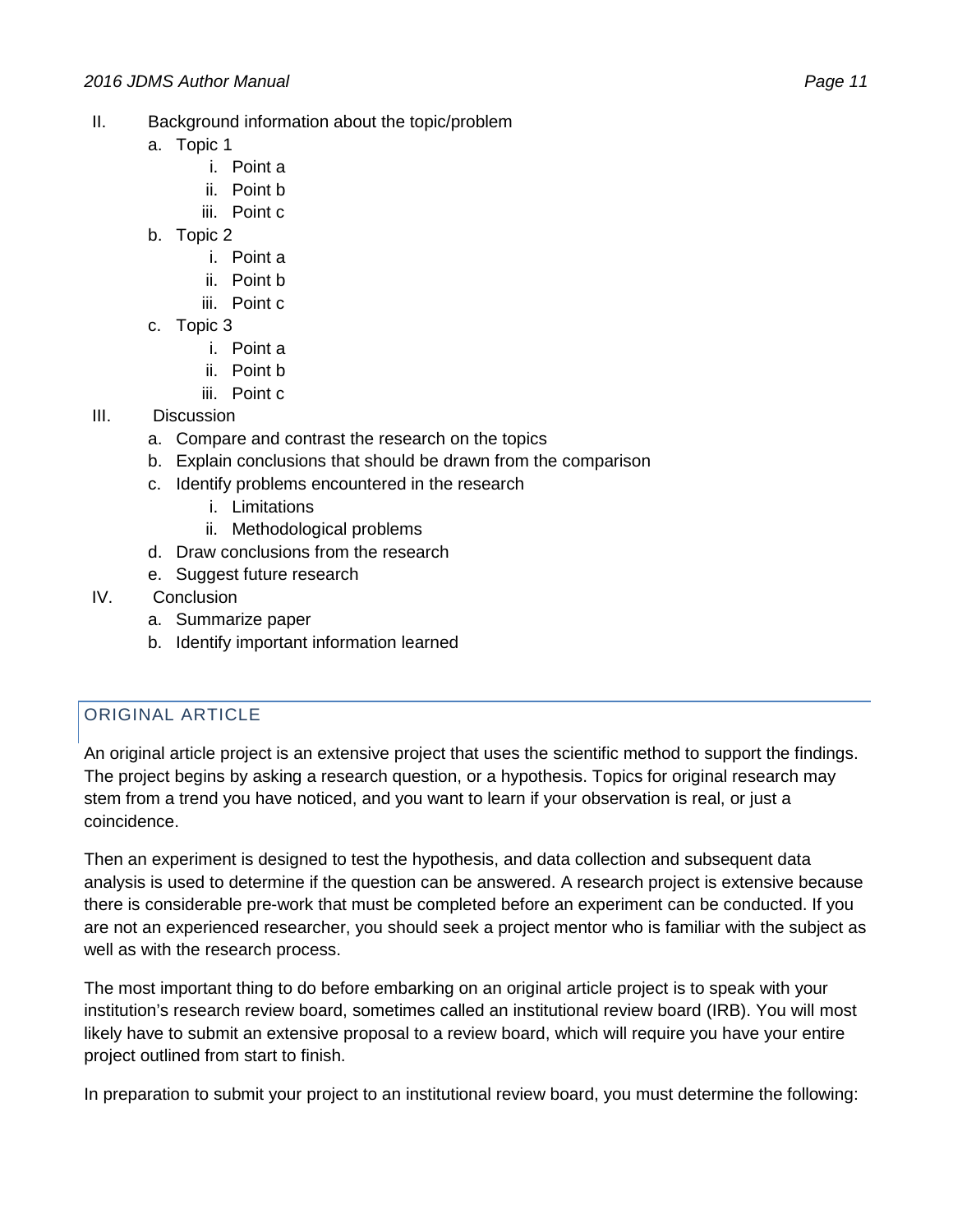II. Background information about the topic/problem
   a. Topic 1
      i. Point a
      ii. Point b
      iii. Point c
   b. Topic 2
      i. Point a
      ii. Point b
      iii. Point c
   c. Topic 3
      i. Point a
      ii. Point b
      iii. Point c

III. Discussion
   a. Compare and contrast the research on the topics
   b. Explain conclusions that should be drawn from the comparison
   c. Identify problems encountered in the research
      i. Limitations
      ii. Methodological problems
   d. Draw conclusions from the research
   e. Suggest future research

IV. Conclusion
   a. Summarize paper
   b. Identify important information learned

## ORIGINAL ARTICLE

An original article project is an extensive project that uses the scientific method to support the findings. The project begins by asking a research question, or a hypothesis. Topics for original research may stem from a trend you have noticed, and you want to learn if your observation is real, or just a coincidence.

Then an experiment is designed to test the hypothesis, and data collection and subsequent data analysis is used to determine if the question can be answered. A research project is extensive because there is considerable pre-work that must be completed before an experiment can be conducted. If you are not an experienced researcher, you should seek a project mentor who is familiar with the subject as well as with the research process.

The most important thing to do before embarking on an original article project is to speak with your institution's research review board, sometimes called an institutional review board (IRB). You will most likely have to submit an extensive proposal to a review board, which will require you have your entire project outlined from start to finish.

In preparation to submit your project to an institutional review board, you must determine the following: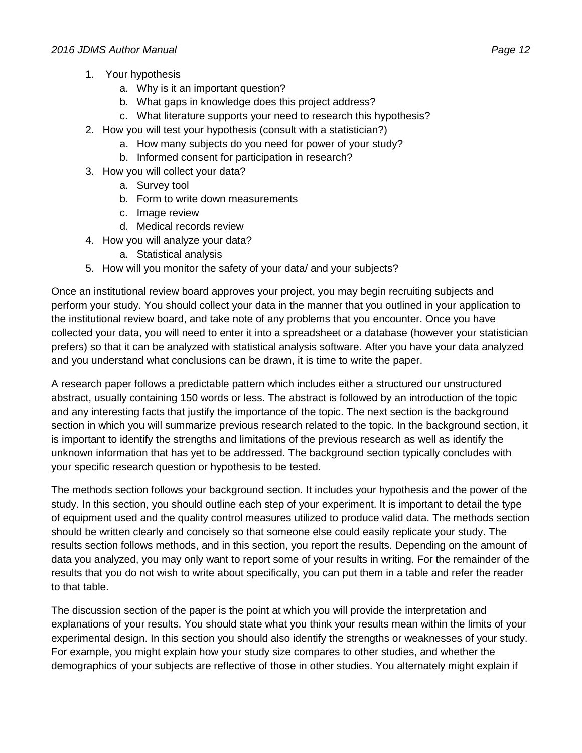1. Your hypothesis
    a. Why is it an important question?
    b. What gaps in knowledge does this project address?
    c. What literature supports your need to research this hypothesis?
2. How you will test your hypothesis (consult with a statistician?)
    a. How many subjects do you need for power of your study?
    b. Informed consent for participation in research?
3. How you will collect your data?
    a. Survey tool
    b. Form to write down measurements
    c. Image review
    d. Medical records review
4. How you will analyze your data?
    a. Statistical analysis
5. How will you monitor the safety of your data/ and your subjects?

Once an institutional review board approves your project, you may begin recruiting subjects and perform your study. You should collect your data in the manner that you outlined in your application to the institutional review board, and take note of any problems that you encounter. Once you have collected your data, you will need to enter it into a spreadsheet or a database (however your statistician prefers) so that it can be analyzed with statistical analysis software. After you have your data analyzed and you understand what conclusions can be drawn, it is time to write the paper.

A research paper follows a predictable pattern which includes either a structured our unstructured abstract, usually containing 150 words or less. The abstract is followed by an introduction of the topic and any interesting facts that justify the importance of the topic. The next section is the background section in which you will summarize previous research related to the topic. In the background section, it is important to identify the strengths and limitations of the previous research as well as identify the unknown information that has yet to be addressed. The background section typically concludes with your specific research question or hypothesis to be tested.

The methods section follows your background section. It includes your hypothesis and the power of the study. In this section, you should outline each step of your experiment. It is important to detail the type of equipment used and the quality control measures utilized to produce valid data. The methods section should be written clearly and concisely so that someone else could easily replicate your study. The results section follows methods, and in this section, you report the results. Depending on the amount of data you analyzed, you may only want to report some of your results in writing. For the remainder of the results that you do not wish to write about specifically, you can put them in a table and refer the reader to that table.

The discussion section of the paper is the point at which you will provide the interpretation and explanations of your results. You should state what you think your results mean within the limits of your experimental design. In this section you should also identify the strengths or weaknesses of your study. For example, you might explain how your study size compares to other studies, and whether the demographics of your subjects are reflective of those in other studies. You alternately might explain if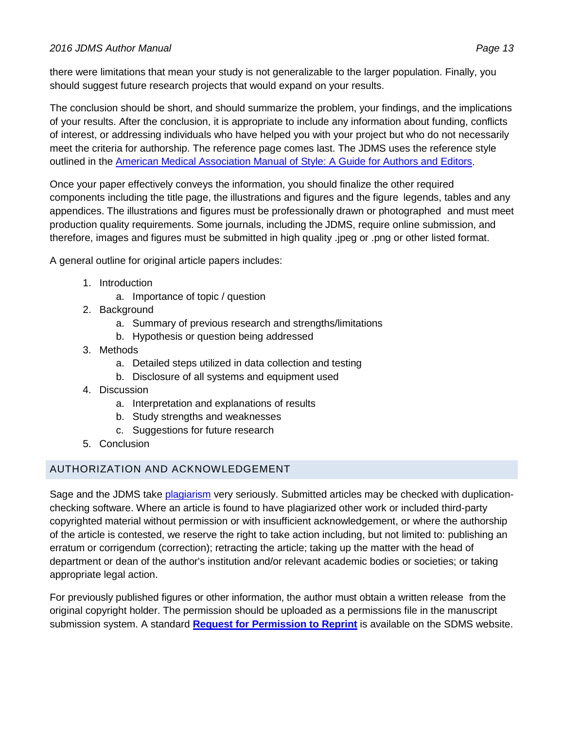there were limitations that mean your study is not generalizable to the larger population. Finally, you should suggest future research projects that would expand on your results.

The conclusion should be short, and should summarize the problem, your findings, and the implications of your results. After the conclusion, it is appropriate to include any information about funding, conflicts of interest, or addressing individuals who have helped you with your project but who do not necessarily meet the criteria for authorship. The reference page comes last. The JDMS uses the reference style outlined in the American Medical Association Manual of Style: A Guide for Authors and Editors.

Once your paper effectively conveys the information, you should finalize the other required components including the title page, the illustrations and figures and the figure legends, tables and any appendices. The illustrations and figures must be professionally drawn or photographed and must meet production quality requirements. Some journals, including the JDMS, require online submission, and therefore, images and figures must be submitted in high quality .jpeg or .png or other listed format.

A general outline for original article papers includes:

1. Introduction
   a. Importance of topic / question
2. Background
   a. Summary of previous research and strengths/limitations
   b. Hypothesis or question being addressed
3. Methods
   a. Detailed steps utilized in data collection and testing
   b. Disclosure of all systems and equipment used
4. Discussion
   a. Interpretation and explanations of results
   b. Study strengths and weaknesses
   c. Suggestions for future research
5. Conclusion

## AUTHORIZATION AND ACKNOWLEDGEMENT

Sage and the JDMS take plagiarism very seriously. Submitted articles may be checked with duplication-checking software. Where an article is found to have plagiarized other work or included third-party copyrighted material without permission or with insufficient acknowledgement, or where the authorship of the article is contested, we reserve the right to take action including, but not limited to: publishing an erratum or corrigendum (correction); retracting the article; taking up the matter with the head of department or dean of the author's institution and/or relevant academic bodies or societies; or taking appropriate legal action.

For previously published figures or other information, the author must obtain a written release from the original copyright holder. The permission should be uploaded as a permissions file in the manuscript submission system. A standard **Request for Permission to Reprint** is available on the SDMS website.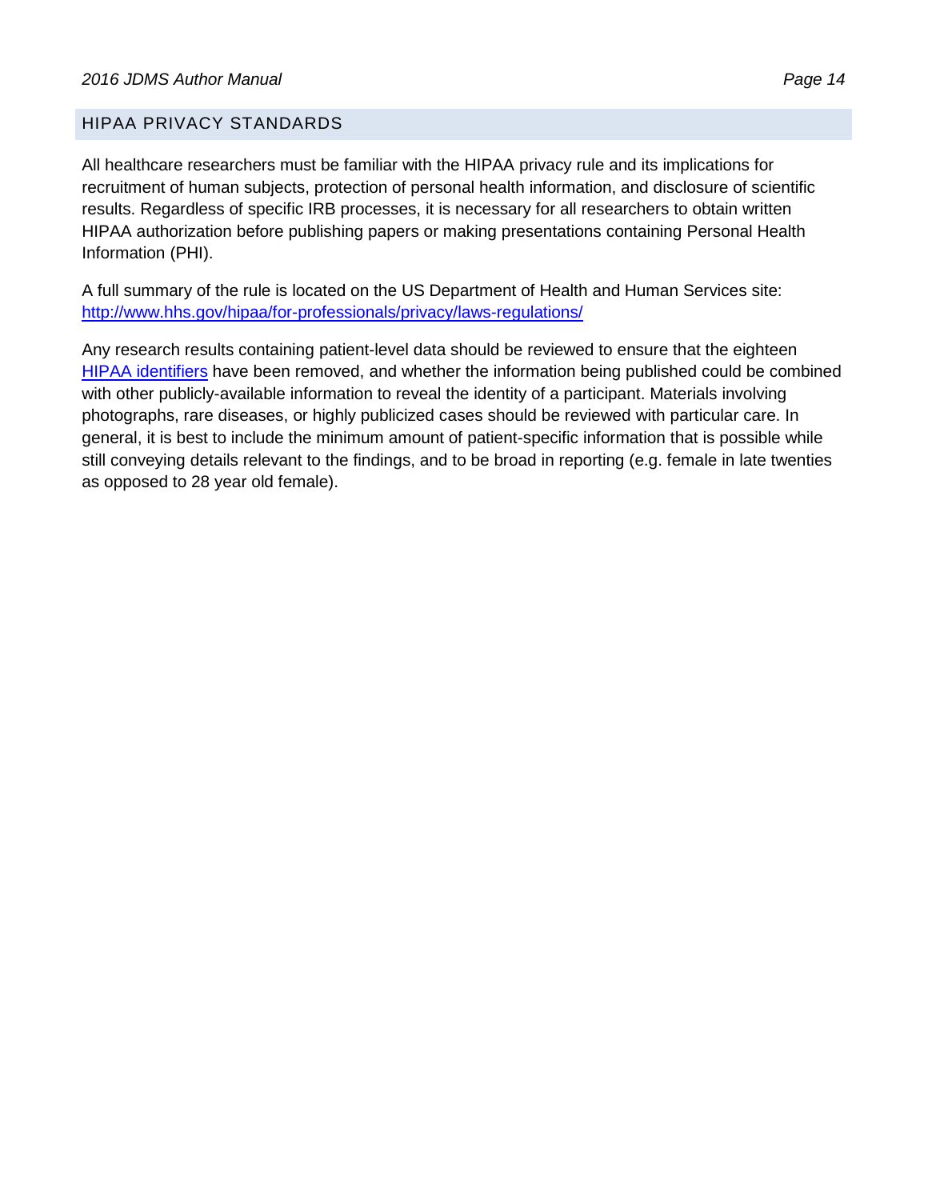## HIPAA PRIVACY STANDARDS

All healthcare researchers must be familiar with the HIPAA privacy rule and its implications for recruitment of human subjects, protection of personal health information, and disclosure of scientific results. Regardless of specific IRB processes, it is necessary for all researchers to obtain written HIPAA authorization before publishing papers or making presentations containing Personal Health Information (PHI).

A full summary of the rule is located on the US Department of Health and Human Services site: [http://www.hhs.gov/hipaa/for-professionals/privacy/laws-regulations/](http://www.hhs.gov/hipaa/for-professionals/privacy/laws-regulations/)

Any research results containing patient-level data should be reviewed to ensure that the eighteen HIPAA identifiers have been removed, and whether the information being published could be combined with other publicly-available information to reveal the identity of a participant. Materials involving photographs, rare diseases, or highly publicized cases should be reviewed with particular care. In general, it is best to include the minimum amount of patient-specific information that is possible while still conveying details relevant to the findings, and to be broad in reporting (e.g. female in late twenties as opposed to 28 year old female).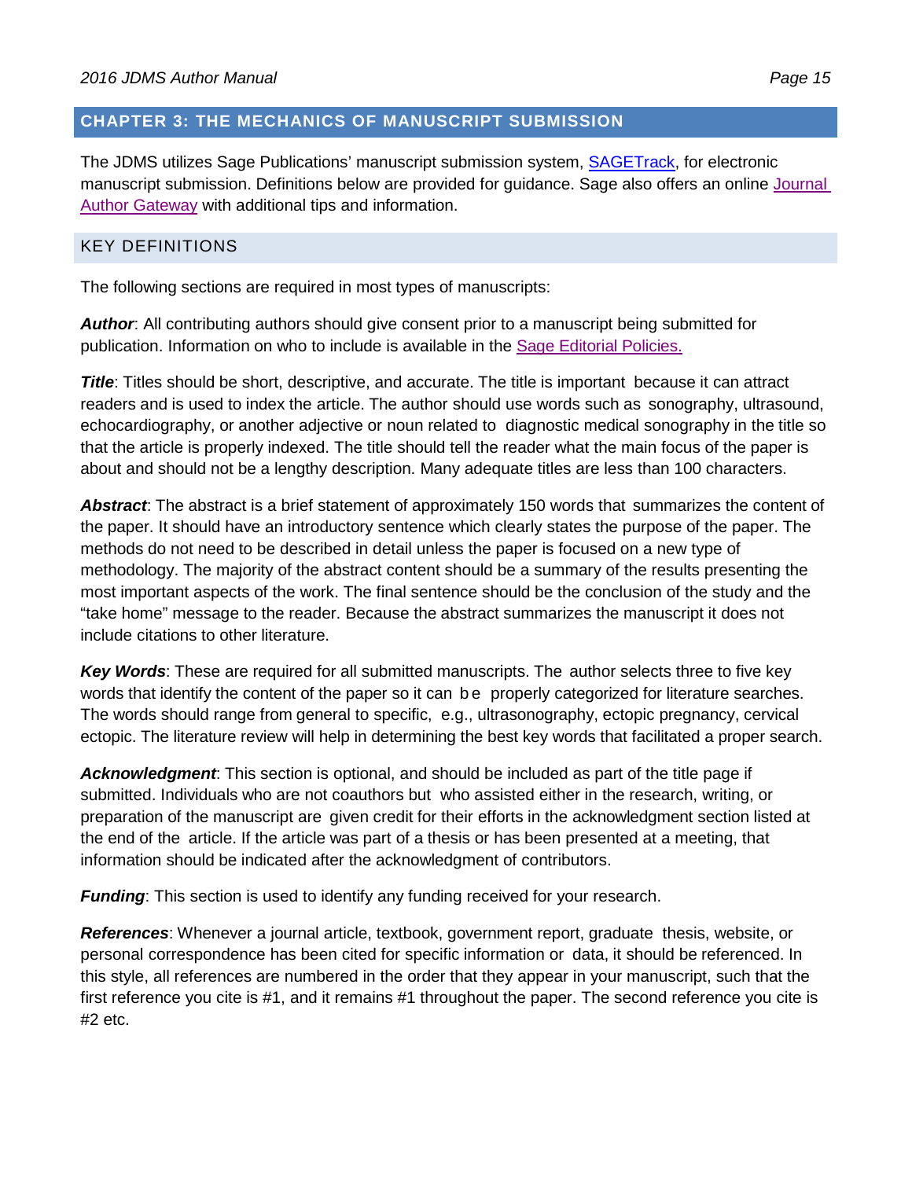## CHAPTER 3: THE MECHANICS OF MANUSCRIPT SUBMISSION

The JDMS utilizes Sage Publications' manuscript submission system, SAGETrack, for electronic manuscript submission. Definitions below are provided for guidance. Sage also offers an online Journal Author Gateway with additional tips and information.

### KEY DEFINITIONS

The following sections are required in most types of manuscripts:

***Author***: All contributing authors should give consent prior to a manuscript being submitted for publication. Information on who to include is available in the Sage Editorial Policies.

***Title***: Titles should be short, descriptive, and accurate. The title is important because it can attract readers and is used to index the article. The author should use words such as sonography, ultrasound, echocardiography, or another adjective or noun related to diagnostic medical sonography in the title so that the article is properly indexed. The title should tell the reader what the main focus of the paper is about and should not be a lengthy description. Many adequate titles are less than 100 characters.

***Abstract***: The abstract is a brief statement of approximately 150 words that summarizes the content of the paper. It should have an introductory sentence which clearly states the purpose of the paper. The methods do not need to be described in detail unless the paper is focused on a new type of methodology. The majority of the abstract content should be a summary of the results presenting the most important aspects of the work. The final sentence should be the conclusion of the study and the "take home" message to the reader. Because the abstract summarizes the manuscript it does not include citations to other literature.

***Key Words***: These are required for all submitted manuscripts. The author selects three to five key words that identify the content of the paper so it can be properly categorized for literature searches. The words should range from general to specific, e.g., ultrasonography, ectopic pregnancy, cervical ectopic. The literature review will help in determining the best key words that facilitated a proper search.

***Acknowledgment***: This section is optional, and should be included as part of the title page if submitted. Individuals who are not coauthors but who assisted either in the research, writing, or preparation of the manuscript are given credit for their efforts in the acknowledgment section listed at the end of the article. If the article was part of a thesis or has been presented at a meeting, that information should be indicated after the acknowledgment of contributors.

***Funding***: This section is used to identify any funding received for your research.

***References***: Whenever a journal article, textbook, government report, graduate thesis, website, or personal correspondence has been cited for specific information or data, it should be referenced. In this style, all references are numbered in the order that they appear in your manuscript, such that the first reference you cite is #1, and it remains #1 throughout the paper. The second reference you cite is #2 etc.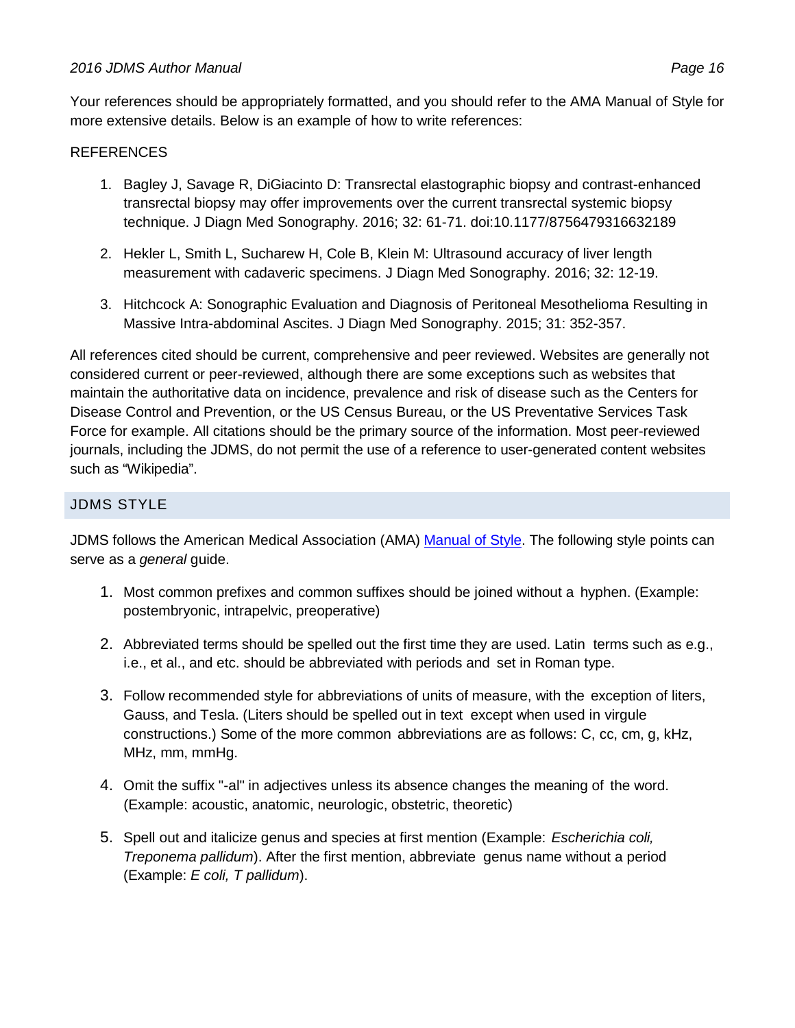Your references should be appropriately formatted, and you should refer to the AMA Manual of Style for more extensive details. Below is an example of how to write references:

REFERENCES

1. Bagley J, Savage R, DiGiacinto D: Transrectal elastographic biopsy and contrast-enhanced transrectal biopsy may offer improvements over the current transrectal systemic biopsy technique. J Diagn Med Sonography. 2016; 32: 61-71. doi:10.1177/8756479316632189

2. Hekler L, Smith L, Sucharew H, Cole B, Klein M: Ultrasound accuracy of liver length measurement with cadaveric specimens. J Diagn Med Sonography. 2016; 32: 12-19.

3. Hitchcock A: Sonographic Evaluation and Diagnosis of Peritoneal Mesothelioma Resulting in Massive Intra-abdominal Ascites. J Diagn Med Sonography. 2015; 31: 352-357.

All references cited should be current, comprehensive and peer reviewed. Websites are generally not considered current or peer-reviewed, although there are some exceptions such as websites that maintain the authoritative data on incidence, prevalence and risk of disease such as the Centers for Disease Control and Prevention, or the US Census Bureau, or the US Preventative Services Task Force for example. All citations should be the primary source of the information. Most peer-reviewed journals, including the JDMS, do not permit the use of a reference to user-generated content websites such as "Wikipedia".

## JDMS STYLE

JDMS follows the American Medical Association (AMA) Manual of Style. The following style points can serve as a *general* guide.

1. Most common prefixes and common suffixes should be joined without a hyphen. (Example: postembryonic, intrapelvic, preoperative)

2. Abbreviated terms should be spelled out the first time they are used. Latin terms such as e.g., i.e., et al., and etc. should be abbreviated with periods and set in Roman type.

3. Follow recommended style for abbreviations of units of measure, with the exception of liters, Gauss, and Tesla. (Liters should be spelled out in text except when used in virgule constructions.) Some of the more common abbreviations are as follows: C, cc, cm, g, kHz, MHz, mm, mmHg.

4. Omit the suffix "-al" in adjectives unless its absence changes the meaning of the word. (Example: acoustic, anatomic, neurologic, obstetric, theoretic)

5. Spell out and italicize genus and species at first mention (Example: *Escherichia coli, Treponema pallidum*). After the first mention, abbreviate genus name without a period (Example: *E coli, T pallidum*).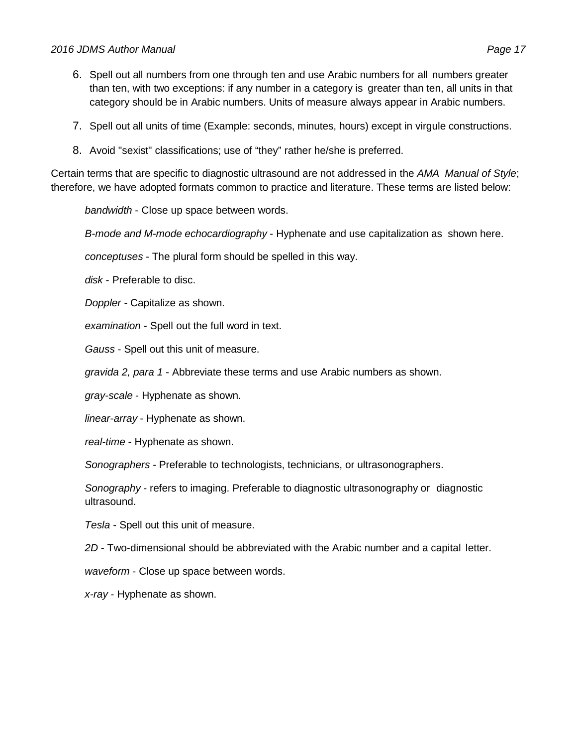6. Spell out all numbers from one through ten and use Arabic numbers for all numbers greater than ten, with two exceptions: if any number in a category is greater than ten, all units in that category should be in Arabic numbers. Units of measure always appear in Arabic numbers.
7. Spell out all units of time (Example: seconds, minutes, hours) except in virgule constructions.
8. Avoid "sexist" classifications; use of “they” rather he/she is preferred.

Certain terms that are specific to diagnostic ultrasound are not addressed in the *AMA Manual of Style*; therefore, we have adopted formats common to practice and literature. These terms are listed below:

*bandwidth* - Close up space between words.

*B-mode and M-mode echocardiography* - Hyphenate and use capitalization as shown here.

*conceptuses* - The plural form should be spelled in this way.

*disk* - Preferable to disc.

*Doppler* - Capitalize as shown.

*examination* - Spell out the full word in text.

*Gauss* - Spell out this unit of measure.

*gravida 2, para 1* - Abbreviate these terms and use Arabic numbers as shown.

*gray-scale* - Hyphenate as shown.

*linear-array* - Hyphenate as shown.

*real-time* - Hyphenate as shown.

*Sonographers* - Preferable to technologists, technicians, or ultrasonographers.

*Sonography* - refers to imaging. Preferable to diagnostic ultrasonography or diagnostic ultrasound.

*Tesla* - Spell out this unit of measure.

*2D* - Two-dimensional should be abbreviated with the Arabic number and a capital letter.

*waveform* - Close up space between words.

*x-ray* - Hyphenate as shown.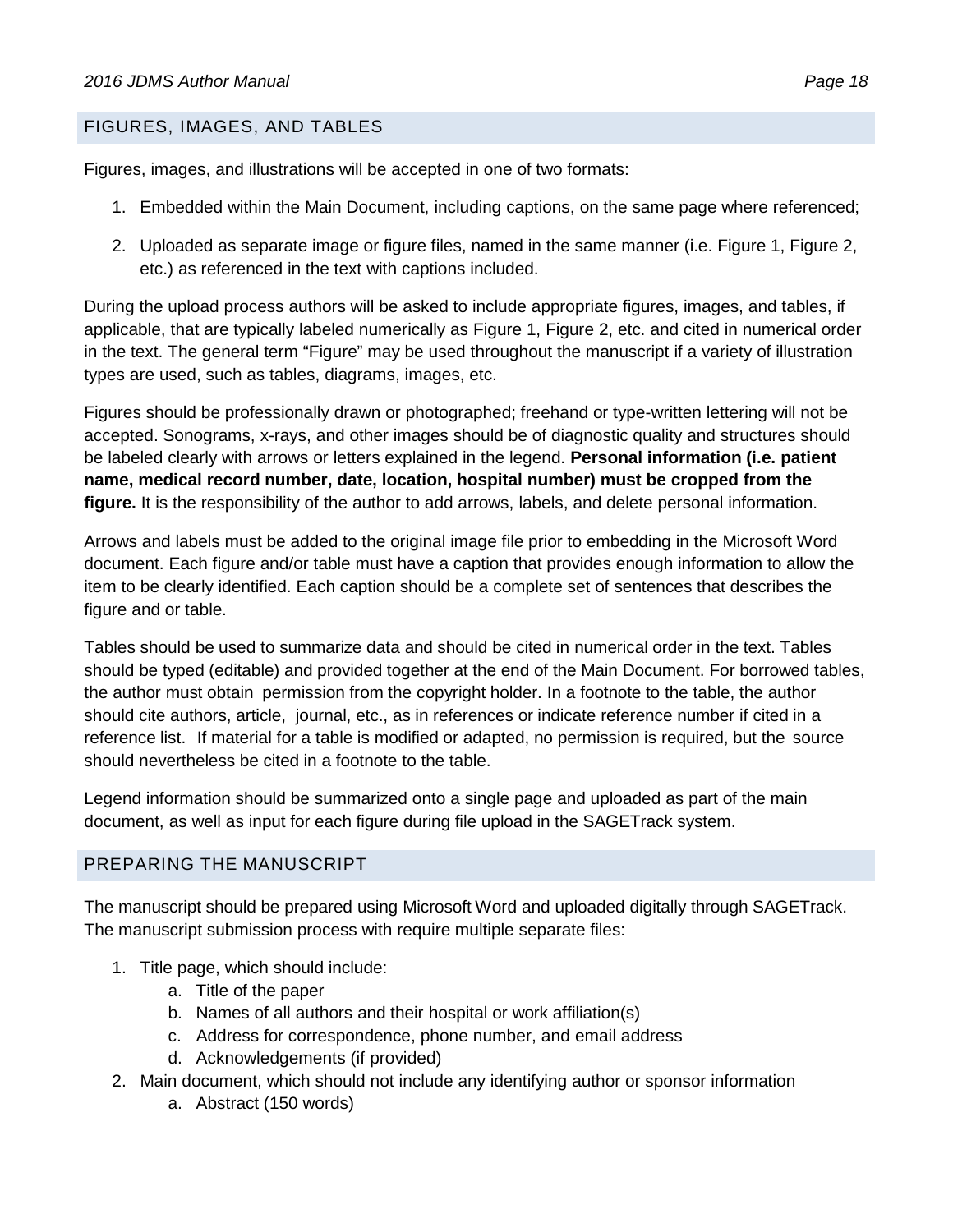## FIGURES, IMAGES, AND TABLES

Figures, images, and illustrations will be accepted in one of two formats:

1. Embedded within the Main Document, including captions, on the same page where referenced;
2. Uploaded as separate image or figure files, named in the same manner (i.e. Figure 1, Figure 2, etc.) as referenced in the text with captions included.

During the upload process authors will be asked to include appropriate figures, images, and tables, if applicable, that are typically labeled numerically as Figure 1, Figure 2, etc. and cited in numerical order in the text. The general term "Figure" may be used throughout the manuscript if a variety of illustration types are used, such as tables, diagrams, images, etc.

Figures should be professionally drawn or photographed; freehand or type-written lettering will not be accepted. Sonograms, x-rays, and other images should be of diagnostic quality and structures should be labeled clearly with arrows or letters explained in the legend. **Personal information (i.e. patient name, medical record number, date, location, hospital number) must be cropped from the figure.** It is the responsibility of the author to add arrows, labels, and delete personal information.

Arrows and labels must be added to the original image file prior to embedding in the Microsoft Word document. Each figure and/or table must have a caption that provides enough information to allow the item to be clearly identified. Each caption should be a complete set of sentences that describes the figure and or table.

Tables should be used to summarize data and should be cited in numerical order in the text. Tables should be typed (editable) and provided together at the end of the Main Document. For borrowed tables, the author must obtain permission from the copyright holder. In a footnote to the table, the author should cite authors, article, journal, etc., as in references or indicate reference number if cited in a reference list. If material for a table is modified or adapted, no permission is required, but the source should nevertheless be cited in a footnote to the table.

Legend information should be summarized onto a single page and uploaded as part of the main document, as well as input for each figure during file upload in the SAGETrack system.

## PREPARING THE MANUSCRIPT

The manuscript should be prepared using Microsoft Word and uploaded digitally through SAGETrack. The manuscript submission process with require multiple separate files:

1. Title page, which should include:
   a. Title of the paper
   b. Names of all authors and their hospital or work affiliation(s)
   c. Address for correspondence, phone number, and email address
   d. Acknowledgements (if provided)
2. Main document, which should not include any identifying author or sponsor information
   a. Abstract (150 words)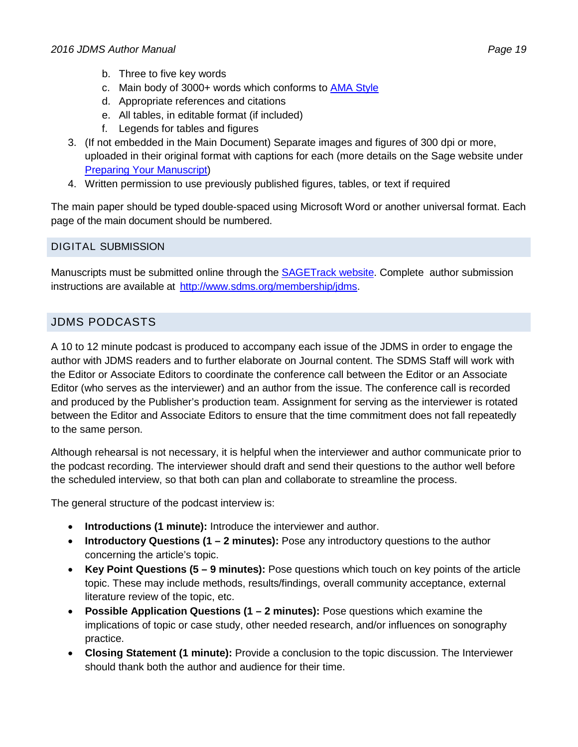b. Three to five key words
   c. Main body of 3000+ words which conforms to [AMA Style](#)
   d. Appropriate references and citations
   e. All tables, in editable format (if included)
   f. Legends for tables and figures
3. (If not embedded in the Main Document) Separate images and figures of 300 dpi or more, uploaded in their original format with captions for each (more details on the Sage website under [Preparing Your Manuscript](#))
4. Written permission to use previously published figures, tables, or text if required

The main paper should be typed double-spaced using Microsoft Word or another universal format. Each page of the main document should be numbered.

## DIGITAL SUBMISSION

Manuscripts must be submitted online through the [SAGETrack website](#). Complete author submission instructions are available at [http://www.sdms.org/membership/jdms](http://www.sdms.org/membership/jdms).

## JDMS PODCASTS

A 10 to 12 minute podcast is produced to accompany each issue of the JDMS in order to engage the author with JDMS readers and to further elaborate on Journal content. The SDMS Staff will work with the Editor or Associate Editors to coordinate the conference call between the Editor or an Associate Editor (who serves as the interviewer) and an author from the issue. The conference call is recorded and produced by the Publisher's production team. Assignment for serving as the interviewer is rotated between the Editor and Associate Editors to ensure that the time commitment does not fall repeatedly to the same person.

Although rehearsal is not necessary, it is helpful when the interviewer and author communicate prior to the podcast recording. The interviewer should draft and send their questions to the author well before the scheduled interview, so that both can plan and collaborate to streamline the process.

The general structure of the podcast interview is:

- **Introductions (1 minute):** Introduce the interviewer and author.
- **Introductory Questions (1 – 2 minutes):** Pose any introductory questions to the author concerning the article's topic.
- **Key Point Questions (5 – 9 minutes):** Pose questions which touch on key points of the article topic. These may include methods, results/findings, overall community acceptance, external literature review of the topic, etc.
- **Possible Application Questions (1 – 2 minutes):** Pose questions which examine the implications of topic or case study, other needed research, and/or influences on sonography practice.
- **Closing Statement (1 minute):** Provide a conclusion to the topic discussion. The Interviewer should thank both the author and audience for their time.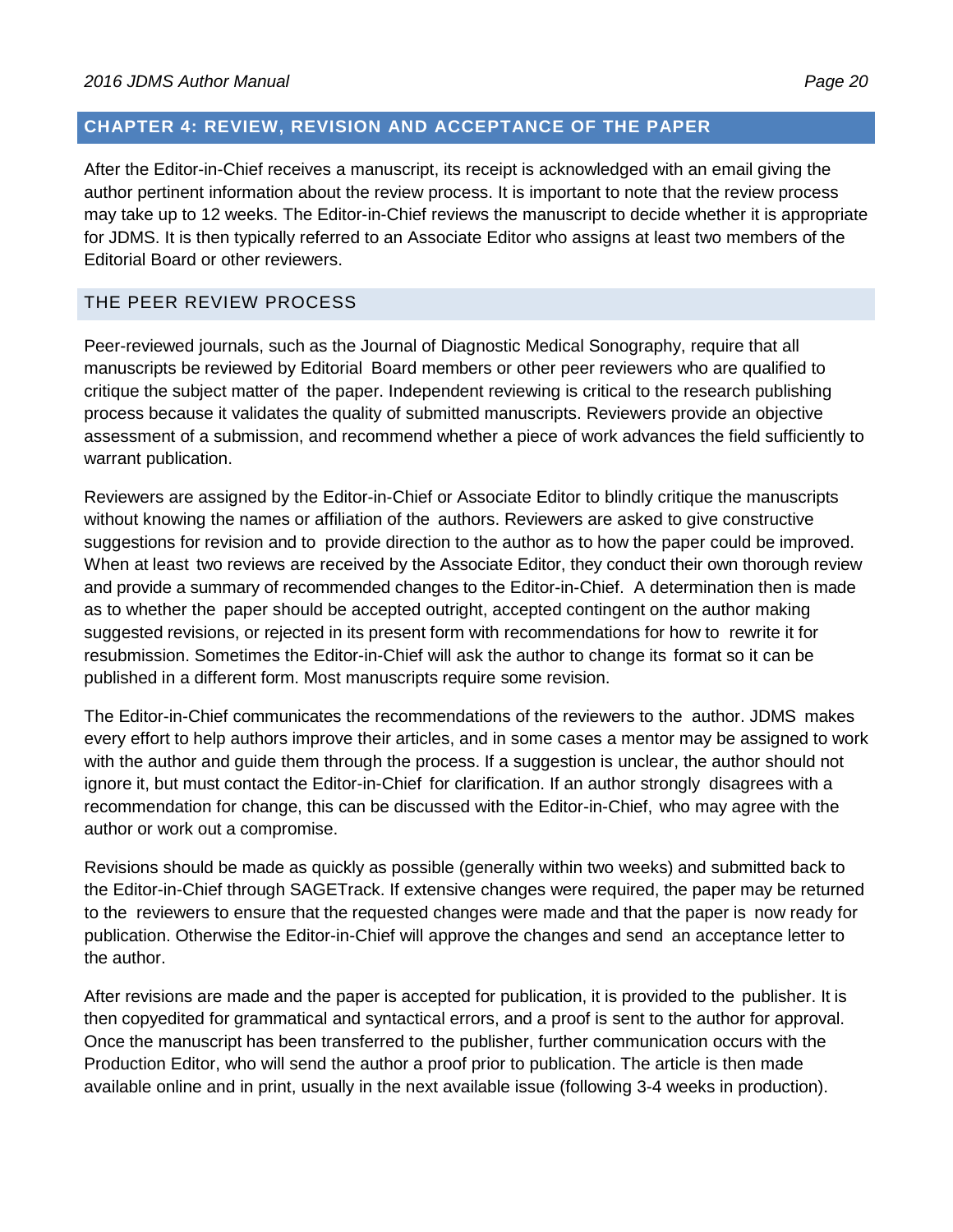## CHAPTER 4: REVIEW, REVISION AND ACCEPTANCE OF THE PAPER

After the Editor-in-Chief receives a manuscript, its receipt is acknowledged with an email giving the author pertinent information about the review process. It is important to note that the review process may take up to 12 weeks. The Editor-in-Chief reviews the manuscript to decide whether it is appropriate for JDMS. It is then typically referred to an Associate Editor who assigns at least two members of the Editorial Board or other reviewers.

### THE PEER REVIEW PROCESS

Peer-reviewed journals, such as the Journal of Diagnostic Medical Sonography, require that all manuscripts be reviewed by Editorial Board members or other peer reviewers who are qualified to critique the subject matter of the paper. Independent reviewing is critical to the research publishing process because it validates the quality of submitted manuscripts. Reviewers provide an objective assessment of a submission, and recommend whether a piece of work advances the field sufficiently to warrant publication.

Reviewers are assigned by the Editor-in-Chief or Associate Editor to blindly critique the manuscripts without knowing the names or affiliation of the authors. Reviewers are asked to give constructive suggestions for revision and to provide direction to the author as to how the paper could be improved. When at least two reviews are received by the Associate Editor, they conduct their own thorough review and provide a summary of recommended changes to the Editor-in-Chief. A determination then is made as to whether the paper should be accepted outright, accepted contingent on the author making suggested revisions, or rejected in its present form with recommendations for how to rewrite it for resubmission. Sometimes the Editor-in-Chief will ask the author to change its format so it can be published in a different form. Most manuscripts require some revision.

The Editor-in-Chief communicates the recommendations of the reviewers to the author. JDMS makes every effort to help authors improve their articles, and in some cases a mentor may be assigned to work with the author and guide them through the process. If a suggestion is unclear, the author should not ignore it, but must contact the Editor-in-Chief for clarification. If an author strongly disagrees with a recommendation for change, this can be discussed with the Editor-in-Chief, who may agree with the author or work out a compromise.

Revisions should be made as quickly as possible (generally within two weeks) and submitted back to the Editor-in-Chief through SAGETrack. If extensive changes were required, the paper may be returned to the reviewers to ensure that the requested changes were made and that the paper is now ready for publication. Otherwise the Editor-in-Chief will approve the changes and send an acceptance letter to the author.

After revisions are made and the paper is accepted for publication, it is provided to the publisher. It is then copyedited for grammatical and syntactical errors, and a proof is sent to the author for approval. Once the manuscript has been transferred to the publisher, further communication occurs with the Production Editor, who will send the author a proof prior to publication. The article is then made available online and in print, usually in the next available issue (following 3-4 weeks in production).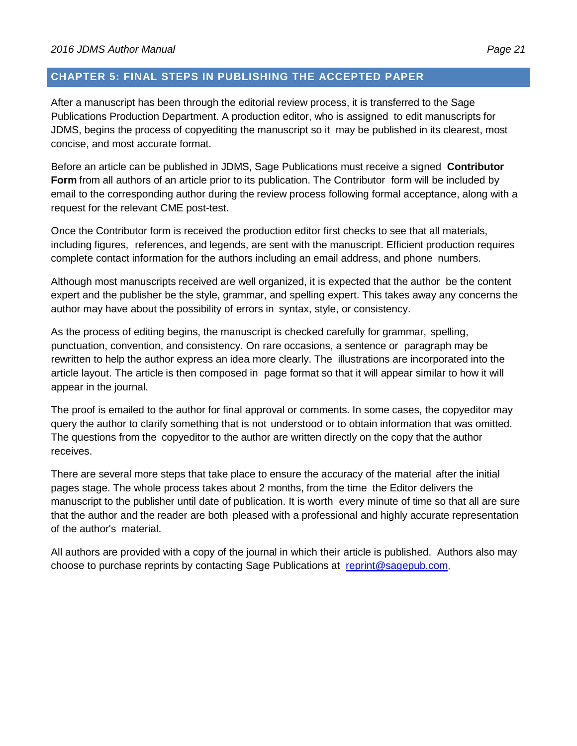## CHAPTER 5: FINAL STEPS IN PUBLISHING THE ACCEPTED PAPER

After a manuscript has been through the editorial review process, it is transferred to the Sage Publications Production Department. A production editor, who is assigned to edit manuscripts for JDMS, begins the process of copyediting the manuscript so it may be published in its clearest, most concise, and most accurate format.

Before an article can be published in JDMS, Sage Publications must receive a signed **Contributor Form** from all authors of an article prior to its publication. The Contributor form will be included by email to the corresponding author during the review process following formal acceptance, along with a request for the relevant CME post-test.

Once the Contributor form is received the production editor first checks to see that all materials, including figures, references, and legends, are sent with the manuscript. Efficient production requires complete contact information for the authors including an email address, and phone numbers.

Although most manuscripts received are well organized, it is expected that the author be the content expert and the publisher be the style, grammar, and spelling expert. This takes away any concerns the author may have about the possibility of errors in syntax, style, or consistency.

As the process of editing begins, the manuscript is checked carefully for grammar, spelling, punctuation, convention, and consistency. On rare occasions, a sentence or paragraph may be rewritten to help the author express an idea more clearly. The illustrations are incorporated into the article layout. The article is then composed in page format so that it will appear similar to how it will appear in the journal.

The proof is emailed to the author for final approval or comments. In some cases, the copyeditor may query the author to clarify something that is not understood or to obtain information that was omitted. The questions from the copyeditor to the author are written directly on the copy that the author receives.

There are several more steps that take place to ensure the accuracy of the material after the initial pages stage. The whole process takes about 2 months, from the time the Editor delivers the manuscript to the publisher until date of publication. It is worth every minute of time so that all are sure that the author and the reader are both pleased with a professional and highly accurate representation of the author's material.

All authors are provided with a copy of the journal in which their article is published. Authors also may choose to purchase reprints by contacting Sage Publications at [reprint@sagepub.com](mailto:reprint@sagepub.com).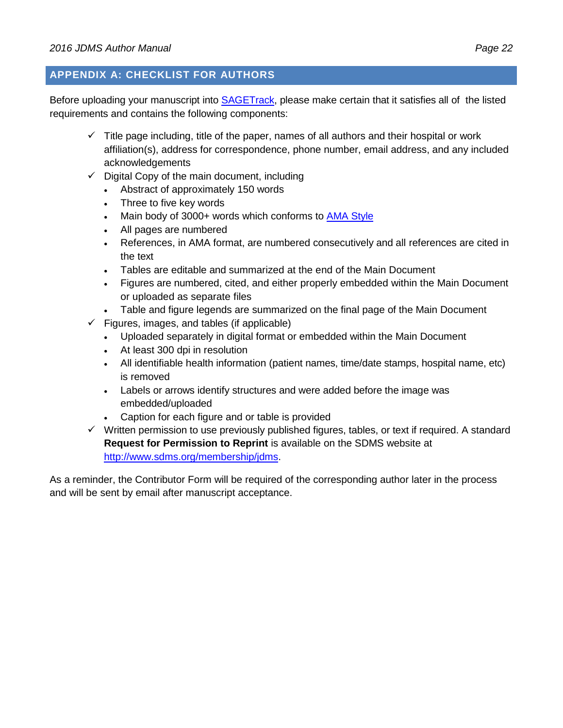## APPENDIX A: CHECKLIST FOR AUTHORS

Before uploading your manuscript into [SAGETrack](), please make certain that it satisfies all of the listed requirements and contains the following components:

- ✓ Title page including, title of the paper, names of all authors and their hospital or work affiliation(s), address for correspondence, phone number, email address, and any included acknowledgements
- ✓ Digital Copy of the main document, including
  - Abstract of approximately 150 words
  - Three to five key words
  - Main body of 3000+ words which conforms to [AMA Style]()
  - All pages are numbered
  - References, in AMA format, are numbered consecutively and all references are cited in the text
  - Tables are editable and summarized at the end of the Main Document
  - Figures are numbered, cited, and either properly embedded within the Main Document or uploaded as separate files
  - Table and figure legends are summarized on the final page of the Main Document
- ✓ Figures, images, and tables (if applicable)
  - Uploaded separately in digital format or embedded within the Main Document
  - At least 300 dpi in resolution
  - All identifiable health information (patient names, time/date stamps, hospital name, etc) is removed
  - Labels or arrows identify structures and were added before the image was embedded/uploaded
  - Caption for each figure and or table is provided
- ✓ Written permission to use previously published figures, tables, or text if required. A standard **Request for Permission to Reprint** is available on the SDMS website at [http://www.sdms.org/membership/jdms](http://www.sdms.org/membership/jdms).

As a reminder, the Contributor Form will be required of the corresponding author later in the process and will be sent by email after manuscript acceptance.